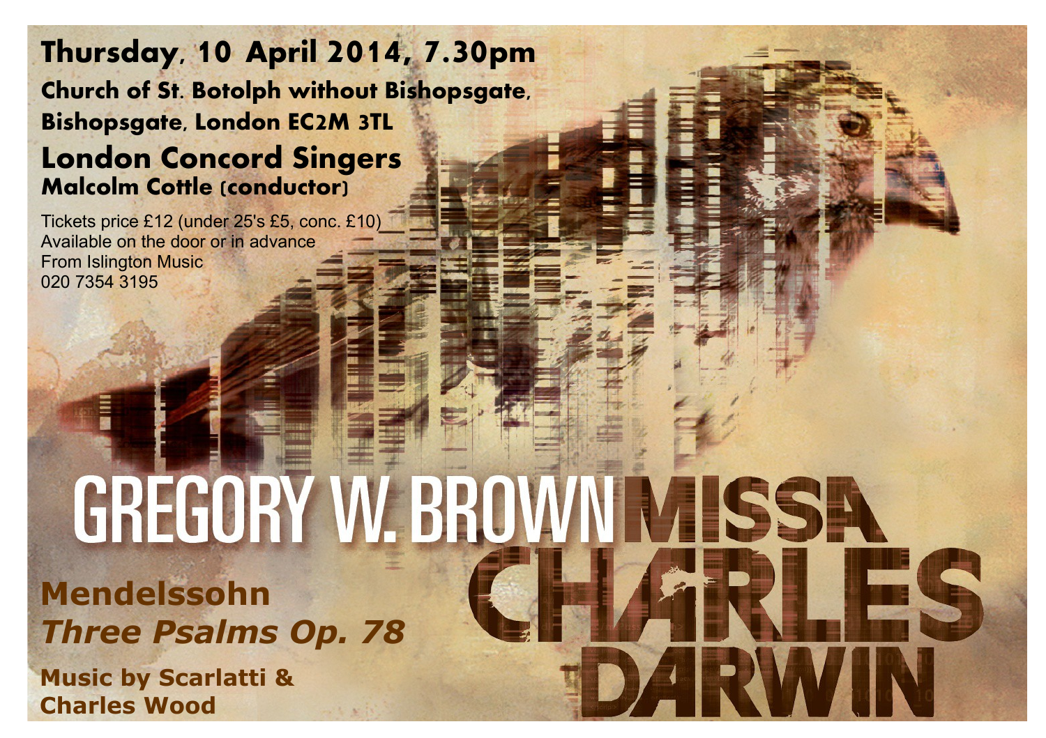**Thursday, 10 April 2014, 7.30pm**

**Church of St. Botolph without Bishopsgate,**
**Bishopsgate, London EC2M 3TL**

## London Concord Singers

**Malcolm Cottle (conductor)**

Tickets price £12 (under 25's £5, conc. £10)
Available on the door or in advance
From Islington Music
020 7354 3195

# GREGORY W. BROWN MISSA CHARLES DARWIN

**Mendelssohn**
***Three Psalms Op. 78***

**Music by Scarlatti &**
**Charles Wood**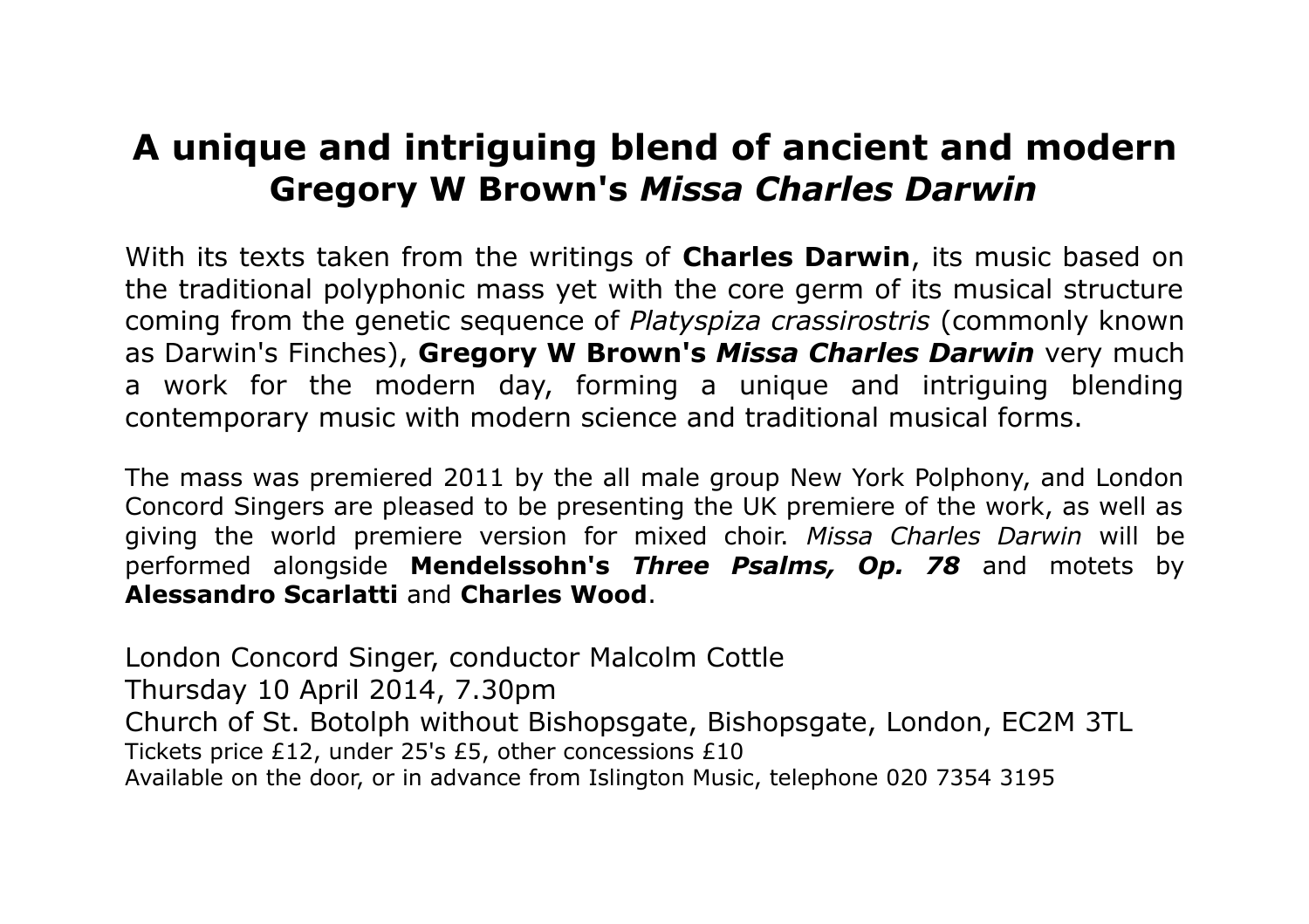# A unique and intriguing blend of ancient and modern
# Gregory W Brown's *Missa Charles Darwin*

With its texts taken from the writings of **Charles Darwin**, its music based on the traditional polyphonic mass yet with the core germ of its musical structure coming from the genetic sequence of *Platyspiza crassirostris* (commonly known as Darwin's Finches), **Gregory W Brown's *Missa Charles Darwin*** very much a work for the modern day, forming a unique and intriguing blending contemporary music with modern science and traditional musical forms.

The mass was premiered 2011 by the all male group New York Polphony, and London Concord Singers are pleased to be presenting the UK premiere of the work, as well as giving the world premiere version for mixed choir. *Missa Charles Darwin* will be performed alongside **Mendelssohn's *Three Psalms, Op. 78*** and motets by **Alessandro Scarlatti** and **Charles Wood**.

London Concord Singer, conductor Malcolm Cottle
Thursday 10 April 2014, 7.30pm
Church of St. Botolph without Bishopsgate, Bishopsgate, London, EC2M 3TL
Tickets price £12, under 25's £5, other concessions £10
Available on the door, or in advance from Islington Music, telephone 020 7354 3195